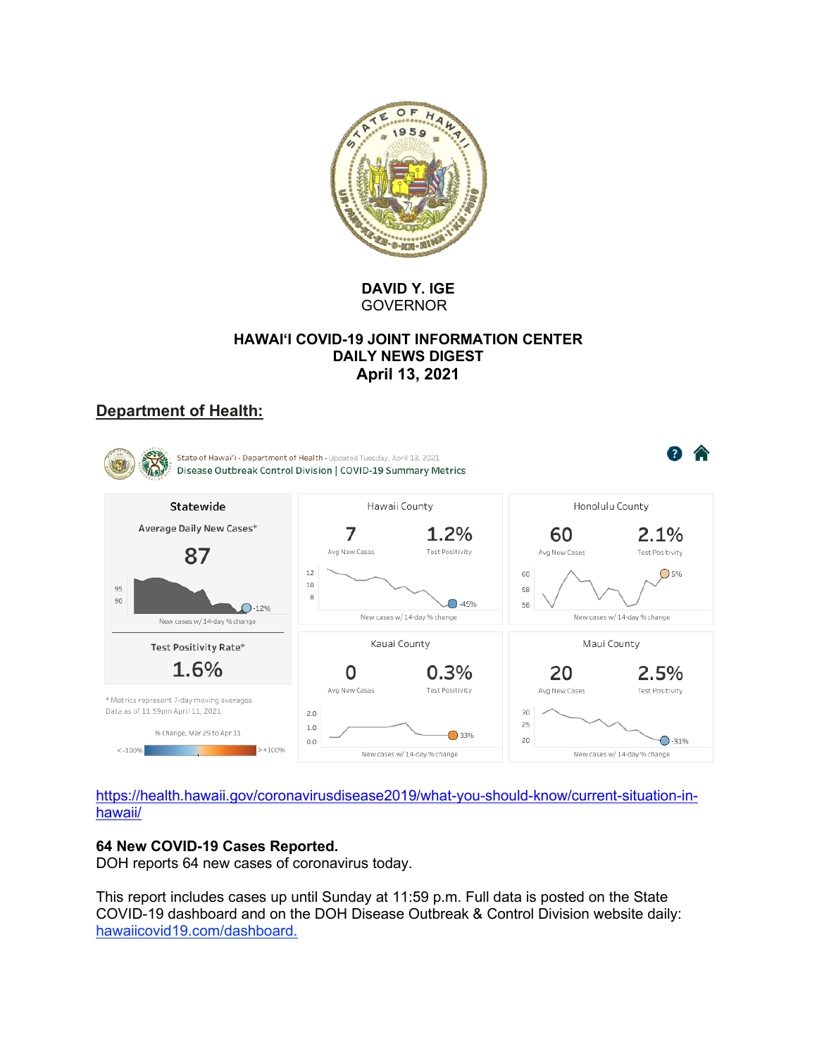**DAVID Y. IGE**
GOVERNOR

**HAWAIʻI COVID-19 JOINT INFORMATION CENTER**
**DAILY NEWS DIGEST**
**April 13, 2021**

## Department of Health:

State of Hawaiʻi - Department of Health - Updated Tuesday, April 13, 2021
Disease Outbreak Control Division | COVID-19 Summary Metrics

**Statewide**

Average Daily New Cases*

**87**

-12%

New cases w/ 14-day % change

Test Positivity Rate*

**1.6%**

* Metrics represent 7-day moving averages
Data as of 11:59pm April 11, 2021

% Change, Mar 29 to Apr 11

< -100% — > +100%

| County | Avg New Cases | Test Positivity | New cases w/ 14-day % change |
|---|---|---|---|
| Hawaii County | 7 | 1.2% | -45% |
| Honolulu County | 60 | 2.1% | 5% |
| Kauai County | 0 | 0.3% | 33% |
| Maui County | 20 | 2.5% | -31% |

https://health.hawaii.gov/coronavirusdisease2019/what-you-should-know/current-situation-in-hawaii/

**64 New COVID-19 Cases Reported.**
DOH reports 64 new cases of coronavirus today.

This report includes cases up until Sunday at 11:59 p.m. Full data is posted on the State COVID-19 dashboard and on the DOH Disease Outbreak & Control Division website daily: hawaiicovid19.com/dashboard.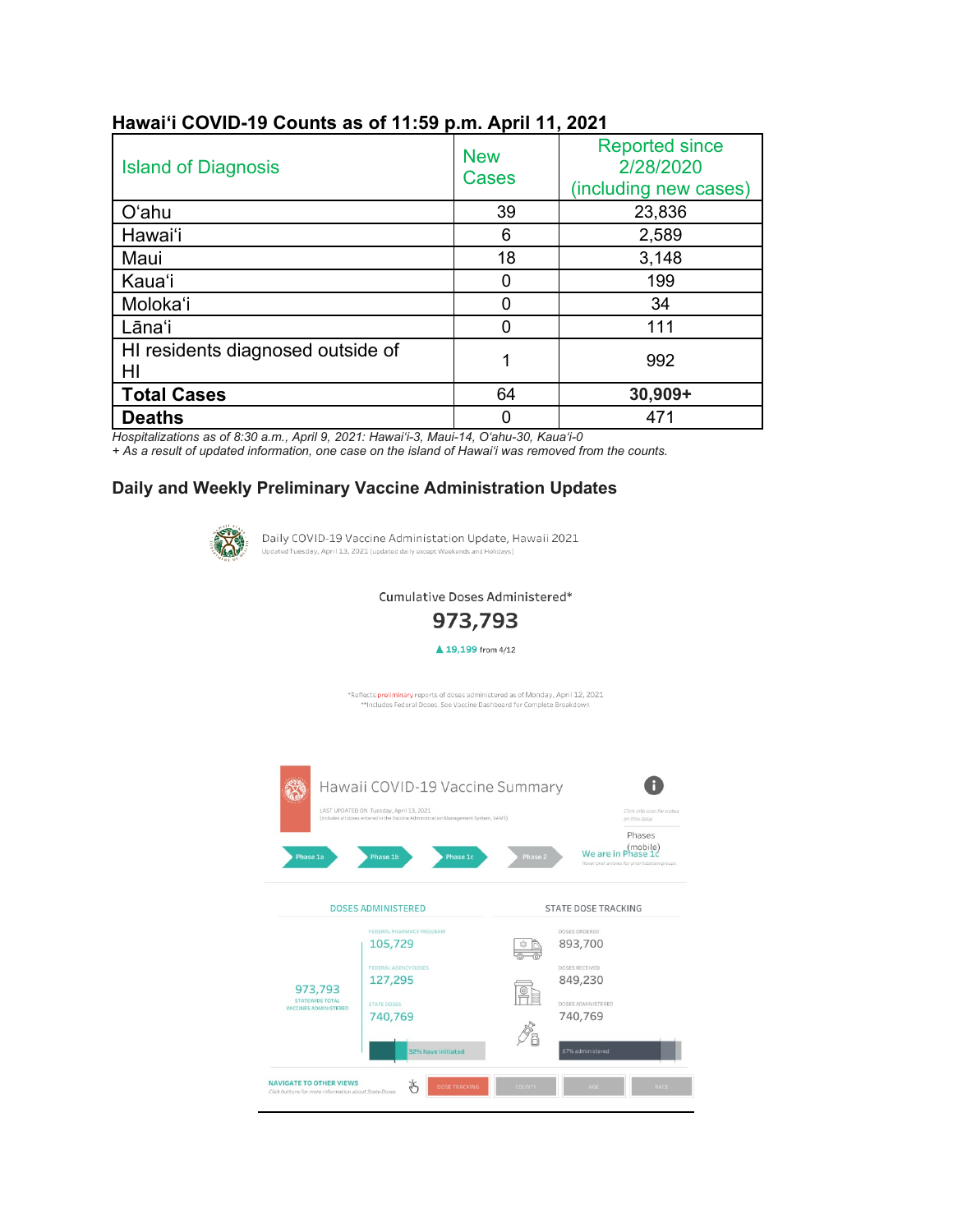## Hawai'i COVID-19 Counts as of 11:59 p.m. April 11, 2021

| Island of Diagnosis | New Cases | Reported since 2/28/2020 (including new cases) |
|---|---|---|
| O'ahu | 39 | 23,836 |
| Hawai'i | 6 | 2,589 |
| Maui | 18 | 3,148 |
| Kaua'i | 0 | 199 |
| Moloka'i | 0 | 34 |
| Lāna'i | 0 | 111 |
| HI residents diagnosed outside of HI | 1 | 992 |
| **Total Cases** | 64 | **30,909+** |
| **Deaths** | 0 | 471 |

*Hospitalizations as of 8:30 a.m., April 9, 2021: Hawai'i-3, Maui-14, O'ahu-30, Kaua'i-0*
*+ As a result of updated information, one case on the island of Hawai'i was removed from the counts.*

## Daily and Weekly Preliminary Vaccine Administration Updates

Daily COVID-19 Vaccine Administration Update, Hawaii 2021
Updated Tuesday, April 13, 2021 (updated daily except Weekends and Holidays)

Cumulative Doses Administered*

**973,793**

▲ 19,199 from 4/12

*Reflects preliminary reports of doses administered as of Monday, April 12, 2021
**Includes Federal Doses. See Vaccine Dashboard for Complete Breakdown

Hawaii COVID-19 Vaccine Summary

LAST UPDATED ON Tuesday, April 13, 2021
(includes all doses entered in the Vaccine Administration Management System, VAMS)

Click info icon for notes on this data

Phase 1a | Phase 1b | Phase 1c | Phase 2

Phases (mobile)
We are in Phase 1c
Hover over arrows for prioritization groups

| DOSES ADMINISTERED | | STATE DOSE TRACKING | |
|---|---|---|---|
| 973,793 STATEWIDE TOTAL VACCINES ADMINISTERED | FEDERAL PHARMACY PROGRAM 105,729 | DOSES ORDERED | 893,700 |
| | FEDERAL AGENCY DOSES 127,295 | DOSES RECEIVED | 849,230 |
| | STATE DOSES 740,769 | DOSES ADMINISTERED | 740,769 |
| | 32% have initiated | | 87% administered |

NAVIGATE TO OTHER VIEWS
Click buttons for more information about State Doses

DOSE TRACKING | COUNTY | AGE | RACE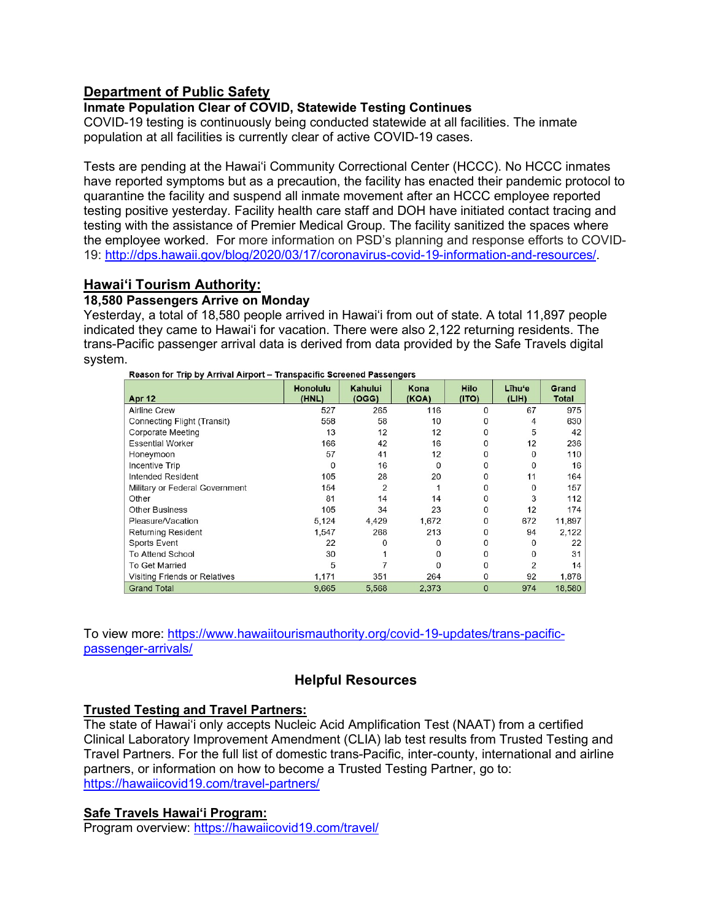## Department of Public Safety

### Inmate Population Clear of COVID, Statewide Testing Continues

COVID-19 testing is continuously being conducted statewide at all facilities. The inmate population at all facilities is currently clear of active COVID-19 cases.

Tests are pending at the Hawaiʻi Community Correctional Center (HCCC). No HCCC inmates have reported symptoms but as a precaution, the facility has enacted their pandemic protocol to quarantine the facility and suspend all inmate movement after an HCCC employee reported testing positive yesterday. Facility health care staff and DOH have initiated contact tracing and testing with the assistance of Premier Medical Group. The facility sanitized the spaces where the employee worked. For more information on PSD's planning and response efforts to COVID-19: http://dps.hawaii.gov/blog/2020/03/17/coronavirus-covid-19-information-and-resources/.

## Hawaiʻi Tourism Authority:

### 18,580 Passengers Arrive on Monday

Yesterday, a total of 18,580 people arrived in Hawaiʻi from out of state. A total 11,897 people indicated they came to Hawaiʻi for vacation. There were also 2,122 returning residents. The trans-Pacific passenger arrival data is derived from data provided by the Safe Travels digital system.

**Reason for Trip by Arrival Airport – Transpacific Screened Passengers**

| Apr 12 | Honolulu (HNL) | Kahului (OGG) | Kona (KOA) | Hilo (ITO) | Līhuʻe (LIH) | Grand Total |
|---|---|---|---|---|---|---|
| Airline Crew | 527 | 265 | 116 | 0 | 67 | 975 |
| Connecting Flight (Transit) | 558 | 58 | 10 | 0 | 4 | 630 |
| Corporate Meeting | 13 | 12 | 12 | 0 | 5 | 42 |
| Essential Worker | 166 | 42 | 16 | 0 | 12 | 236 |
| Honeymoon | 57 | 41 | 12 | 0 | 0 | 110 |
| Incentive Trip | 0 | 16 | 0 | 0 | 0 | 16 |
| Intended Resident | 105 | 28 | 20 | 0 | 11 | 164 |
| Military or Federal Government | 154 | 2 | 1 | 0 | 0 | 157 |
| Other | 81 | 14 | 14 | 0 | 3 | 112 |
| Other Business | 105 | 34 | 23 | 0 | 12 | 174 |
| Pleasure/Vacation | 5,124 | 4,429 | 1,672 | 0 | 672 | 11,897 |
| Returning Resident | 1,547 | 268 | 213 | 0 | 94 | 2,122 |
| Sports Event | 22 | 0 | 0 | 0 | 0 | 22 |
| To Attend School | 30 | 1 | 0 | 0 | 0 | 31 |
| To Get Married | 5 | 7 | 0 | 0 | 2 | 14 |
| Visiting Friends or Relatives | 1,171 | 351 | 264 | 0 | 92 | 1,878 |
| Grand Total | 9,665 | 5,568 | 2,373 | 0 | 974 | 18,580 |

To view more: https://www.hawaiitourismauthority.org/covid-19-updates/trans-pacific-passenger-arrivals/

## Helpful Resources

### Trusted Testing and Travel Partners:

The state of Hawaiʻi only accepts Nucleic Acid Amplification Test (NAAT) from a certified Clinical Laboratory Improvement Amendment (CLIA) lab test results from Trusted Testing and Travel Partners. For the full list of domestic trans-Pacific, inter-county, international and airline partners, or information on how to become a Trusted Testing Partner, go to: https://hawaiicovid19.com/travel-partners/

### Safe Travels Hawaiʻi Program:

Program overview: https://hawaiicovid19.com/travel/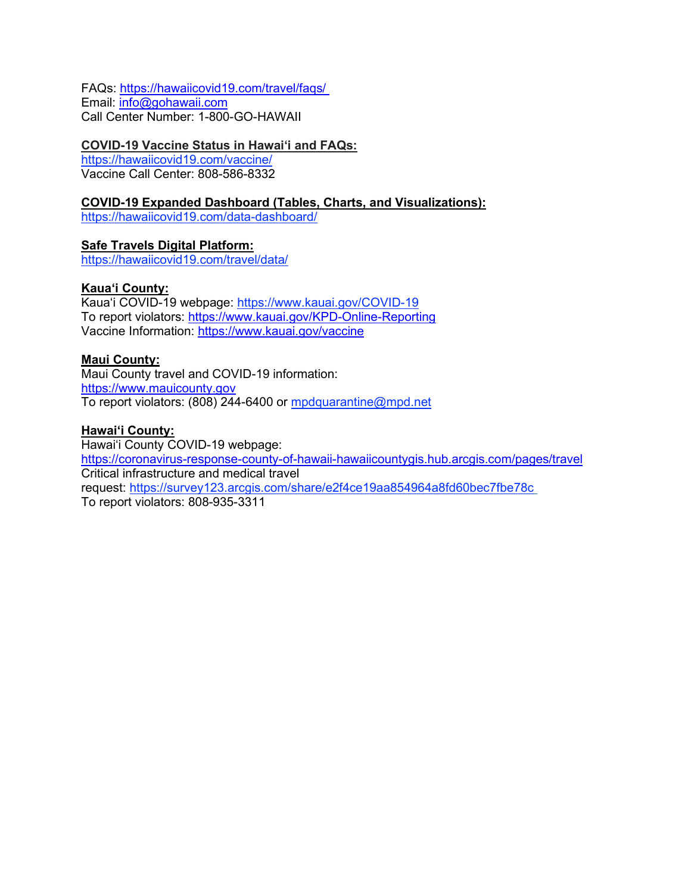FAQs: https://hawaiicovid19.com/travel/faqs/
Email: info@gohawaii.com
Call Center Number: 1-800-GO-HAWAII

**COVID-19 Vaccine Status in Hawai'i and FAQs:**
https://hawaiicovid19.com/vaccine/
Vaccine Call Center: 808-586-8332

**COVID-19 Expanded Dashboard (Tables, Charts, and Visualizations):**
https://hawaiicovid19.com/data-dashboard/

**Safe Travels Digital Platform:**
https://hawaiicovid19.com/travel/data/

**Kaua'i County:**
Kaua'i COVID-19 webpage: https://www.kauai.gov/COVID-19
To report violators: https://www.kauai.gov/KPD-Online-Reporting
Vaccine Information: https://www.kauai.gov/vaccine

**Maui County:**
Maui County travel and COVID-19 information:
https://www.mauicounty.gov
To report violators: (808) 244-6400 or mpdquarantine@mpd.net

**Hawai'i County:**
Hawai'i County COVID-19 webpage:
https://coronavirus-response-county-of-hawaii-hawaiicountygis.hub.arcgis.com/pages/travel
Critical infrastructure and medical travel
request: https://survey123.arcgis.com/share/e2f4ce19aa854964a8fd60bec7fbe78c
To report violators: 808-935-3311